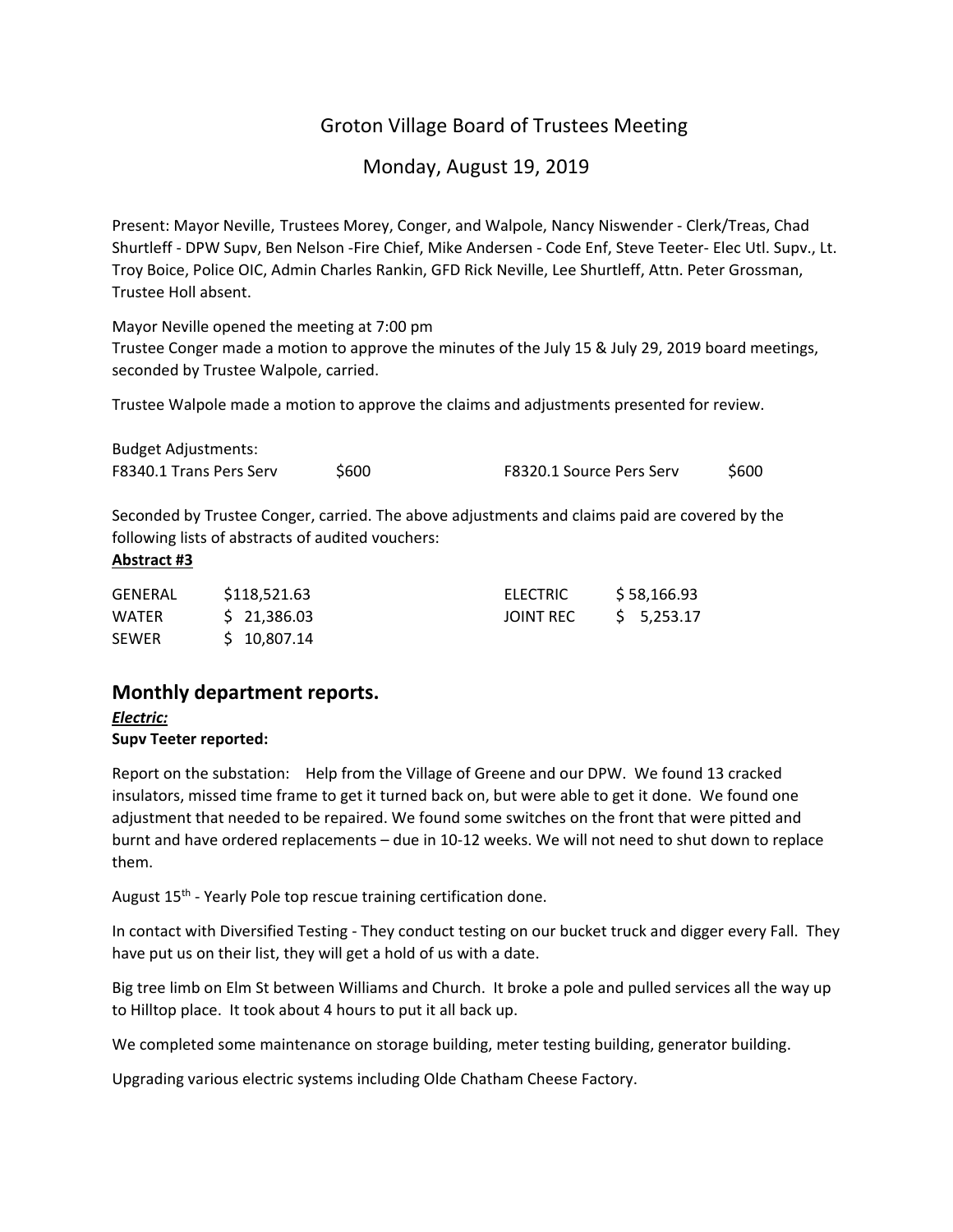# Groton Village Board of Trustees Meeting

## Monday, August 19, 2019

Present: Mayor Neville, Trustees Morey, Conger, and Walpole, Nancy Niswender - Clerk/Treas, Chad Shurtleff - DPW Supv, Ben Nelson -Fire Chief, Mike Andersen - Code Enf, Steve Teeter- Elec Utl. Supv., Lt. Troy Boice, Police OIC, Admin Charles Rankin, GFD Rick Neville, Lee Shurtleff, Attn. Peter Grossman, Trustee Holl absent.

Mayor Neville opened the meeting at 7:00 pm
Trustee Conger made a motion to approve the minutes of the July 15 & July 29, 2019 board meetings, seconded by Trustee Walpole, carried.

Trustee Walpole made a motion to approve the claims and adjustments presented for review.

Budget Adjustments:

| | | | |
|---|---|---|---|
| F8340.1 Trans Pers Serv | $600 | F8320.1 Source Pers Serv | $600 |

Seconded by Trustee Conger, carried. The above adjustments and claims paid are covered by the following lists of abstracts of audited vouchers:

**Abstract #3**

| | | | |
|---|---|---|---|
| GENERAL | $118,521.63 | ELECTRIC | $ 58,166.93 |
| WATER | $ 21,386.03 | JOINT REC | $ 5,253.17 |
| SEWER | $ 10,807.14 | | |

## Monthly department reports.

***Electric:***

**Supv Teeter reported:**

Report on the substation: Help from the Village of Greene and our DPW. We found 13 cracked insulators, missed time frame to get it turned back on, but were able to get it done. We found one adjustment that needed to be repaired. We found some switches on the front that were pitted and burnt and have ordered replacements – due in 10-12 weeks. We will not need to shut down to replace them.

August 15th - Yearly Pole top rescue training certification done.

In contact with Diversified Testing - They conduct testing on our bucket truck and digger every Fall. They have put us on their list, they will get a hold of us with a date.

Big tree limb on Elm St between Williams and Church. It broke a pole and pulled services all the way up to Hilltop place. It took about 4 hours to put it all back up.

We completed some maintenance on storage building, meter testing building, generator building.

Upgrading various electric systems including Olde Chatham Cheese Factory.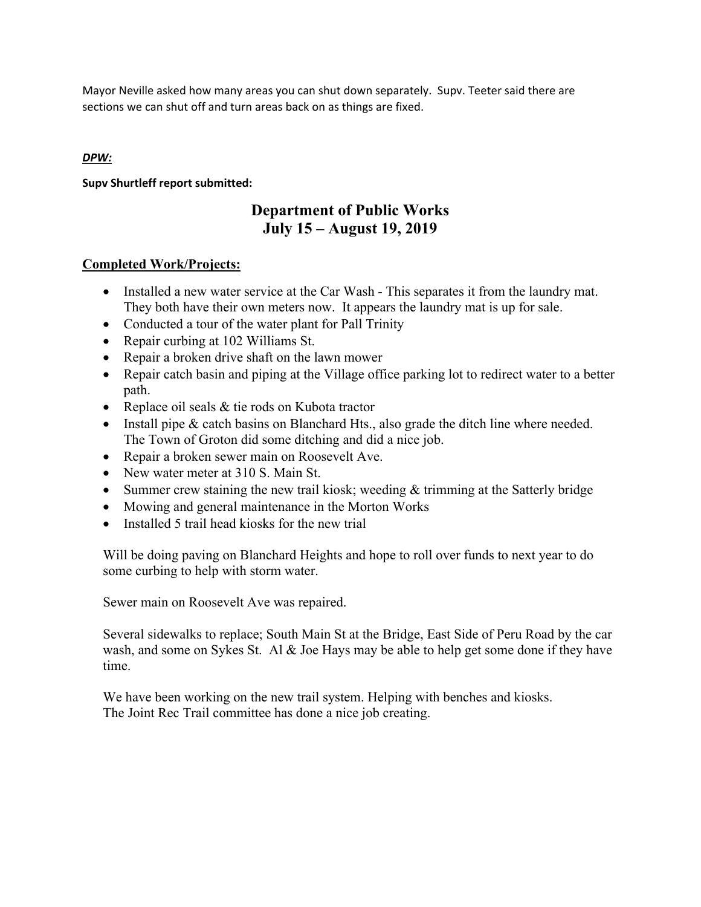Mayor Neville asked how many areas you can shut down separately. Supv. Teeter said there are sections we can shut off and turn areas back on as things are fixed.

***DPW:***

**Supv Shurtleff report submitted:**

## Department of Public Works
## July 15 – August 19, 2019

**Completed Work/Projects:**

- Installed a new water service at the Car Wash - This separates it from the laundry mat. They both have their own meters now. It appears the laundry mat is up for sale.
- Conducted a tour of the water plant for Pall Trinity
- Repair curbing at 102 Williams St.
- Repair a broken drive shaft on the lawn mower
- Repair catch basin and piping at the Village office parking lot to redirect water to a better path.
- Replace oil seals & tie rods on Kubota tractor
- Install pipe & catch basins on Blanchard Hts., also grade the ditch line where needed. The Town of Groton did some ditching and did a nice job.
- Repair a broken sewer main on Roosevelt Ave.
- New water meter at 310 S. Main St.
- Summer crew staining the new trail kiosk; weeding & trimming at the Satterly bridge
- Mowing and general maintenance in the Morton Works
- Installed 5 trail head kiosks for the new trial

Will be doing paving on Blanchard Heights and hope to roll over funds to next year to do some curbing to help with storm water.

Sewer main on Roosevelt Ave was repaired.

Several sidewalks to replace; South Main St at the Bridge, East Side of Peru Road by the car wash, and some on Sykes St. Al & Joe Hays may be able to help get some done if they have time.

We have been working on the new trail system. Helping with benches and kiosks.
The Joint Rec Trail committee has done a nice job creating.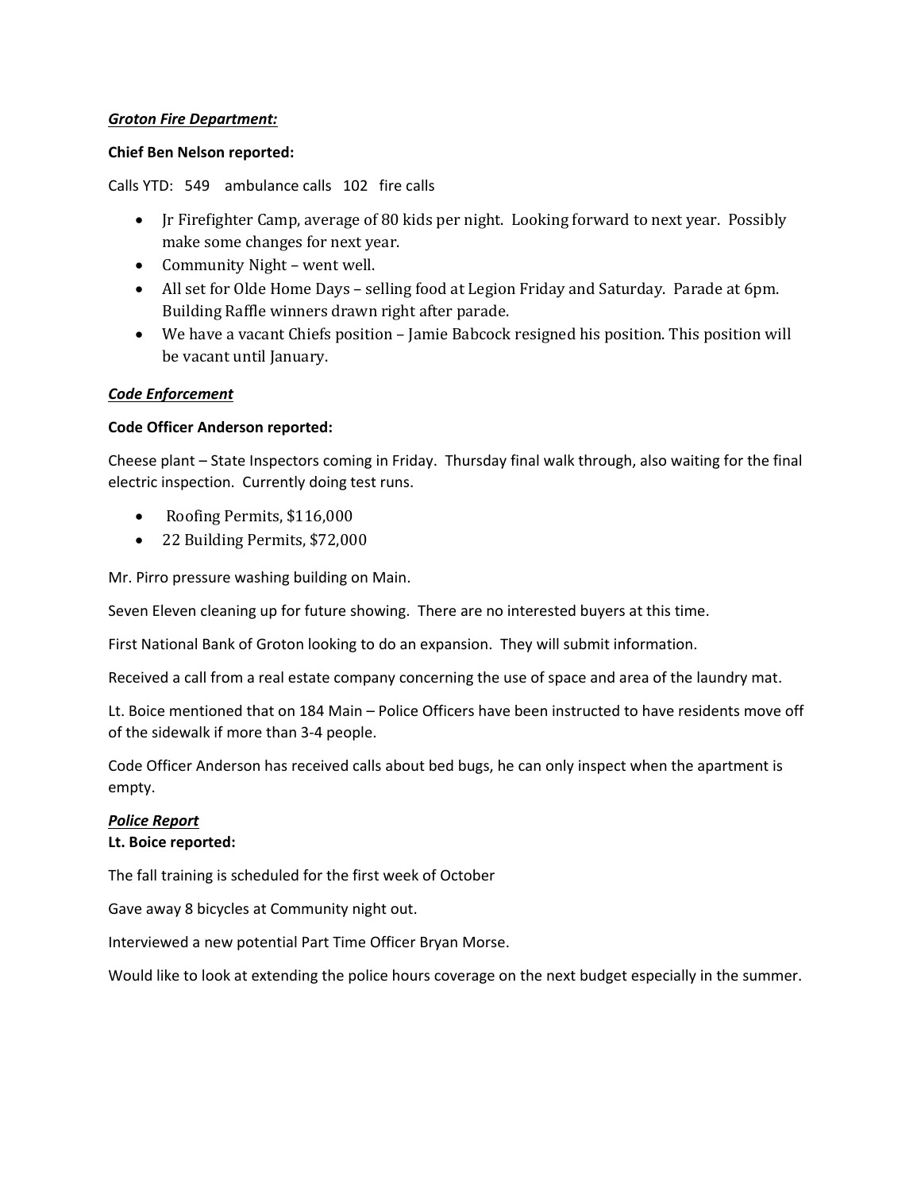***Groton Fire Department:***

**Chief Ben Nelson reported:**

Calls YTD: 549 ambulance calls 102 fire calls

- Jr Firefighter Camp, average of 80 kids per night. Looking forward to next year. Possibly make some changes for next year.
- Community Night – went well.
- All set for Olde Home Days – selling food at Legion Friday and Saturday. Parade at 6pm. Building Raffle winners drawn right after parade.
- We have a vacant Chiefs position – Jamie Babcock resigned his position. This position will be vacant until January.

***Code Enforcement***

**Code Officer Anderson reported:**

Cheese plant – State Inspectors coming in Friday. Thursday final walk through, also waiting for the final electric inspection. Currently doing test runs.

- Roofing Permits, $116,000
- 22 Building Permits, $72,000

Mr. Pirro pressure washing building on Main.

Seven Eleven cleaning up for future showing. There are no interested buyers at this time.

First National Bank of Groton looking to do an expansion. They will submit information.

Received a call from a real estate company concerning the use of space and area of the laundry mat.

Lt. Boice mentioned that on 184 Main – Police Officers have been instructed to have residents move off of the sidewalk if more than 3-4 people.

Code Officer Anderson has received calls about bed bugs, he can only inspect when the apartment is empty.

***Police Report***

**Lt. Boice reported:**

The fall training is scheduled for the first week of October

Gave away 8 bicycles at Community night out.

Interviewed a new potential Part Time Officer Bryan Morse.

Would like to look at extending the police hours coverage on the next budget especially in the summer.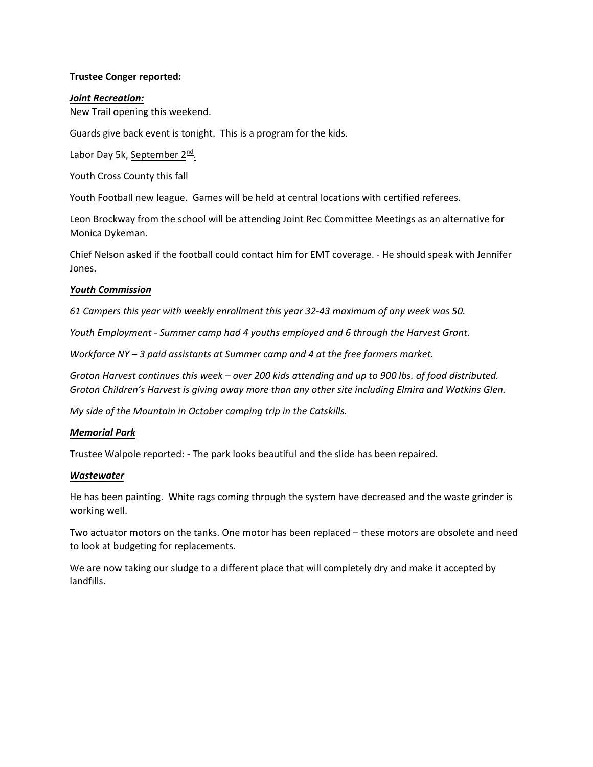**Trustee Conger reported:**

***Joint Recreation:***

New Trail opening this weekend.

Guards give back event is tonight.  This is a program for the kids.

Labor Day 5k, September 2nd.

Youth Cross County this fall

Youth Football new league.  Games will be held at central locations with certified referees.

Leon Brockway from the school will be attending Joint Rec Committee Meetings as an alternative for Monica Dykeman.

Chief Nelson asked if the football could contact him for EMT coverage. - He should speak with Jennifer Jones.

***Youth Commission***

*61 Campers this year with weekly enrollment this year 32-43 maximum of any week was 50.*

*Youth Employment - Summer camp had 4 youths employed and 6 through the Harvest Grant.*

*Workforce NY – 3 paid assistants at Summer camp and 4 at the free farmers market.*

*Groton Harvest continues this week – over 200 kids attending and up to 900 lbs. of food distributed. Groton Children's Harvest is giving away more than any other site including Elmira and Watkins Glen.*

*My side of the Mountain in October camping trip in the Catskills.*

***Memorial Park***

Trustee Walpole reported: - The park looks beautiful and the slide has been repaired.

***Wastewater***

He has been painting.  White rags coming through the system have decreased and the waste grinder is working well.

Two actuator motors on the tanks. One motor has been replaced – these motors are obsolete and need to look at budgeting for replacements.

We are now taking our sludge to a different place that will completely dry and make it accepted by landfills.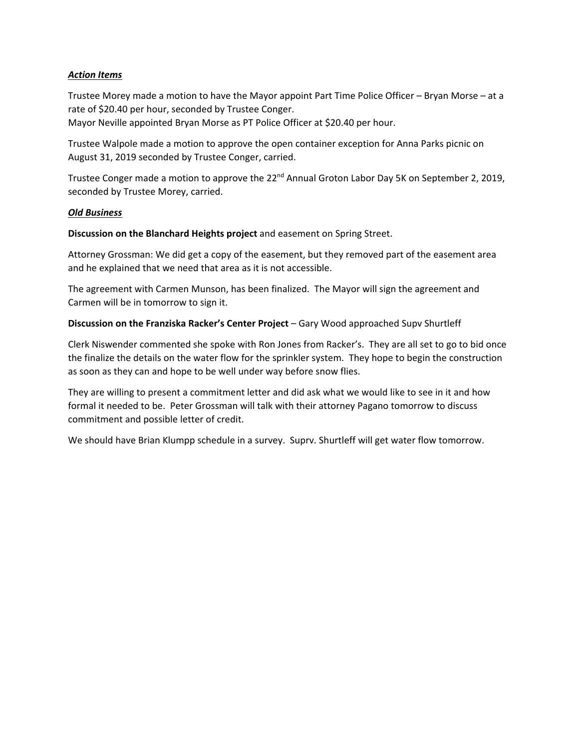***Action Items***

Trustee Morey made a motion to have the Mayor appoint Part Time Police Officer – Bryan Morse – at a rate of $20.40 per hour, seconded by Trustee Conger.
Mayor Neville appointed Bryan Morse as PT Police Officer at $20.40 per hour.

Trustee Walpole made a motion to approve the open container exception for Anna Parks picnic on August 31, 2019 seconded by Trustee Conger, carried.

Trustee Conger made a motion to approve the 22nd Annual Groton Labor Day 5K on September 2, 2019, seconded by Trustee Morey, carried.

***Old Business***

**Discussion on the Blanchard Heights project** and easement on Spring Street.

Attorney Grossman: We did get a copy of the easement, but they removed part of the easement area and he explained that we need that area as it is not accessible.

The agreement with Carmen Munson, has been finalized. The Mayor will sign the agreement and Carmen will be in tomorrow to sign it.

**Discussion on the Franziska Racker's Center Project** – Gary Wood approached Supv Shurtleff

Clerk Niswender commented she spoke with Ron Jones from Racker's. They are all set to go to bid once the finalize the details on the water flow for the sprinkler system. They hope to begin the construction as soon as they can and hope to be well under way before snow flies.

They are willing to present a commitment letter and did ask what we would like to see in it and how formal it needed to be. Peter Grossman will talk with their attorney Pagano tomorrow to discuss commitment and possible letter of credit.

We should have Brian Klumpp schedule in a survey. Suprv. Shurtleff will get water flow tomorrow.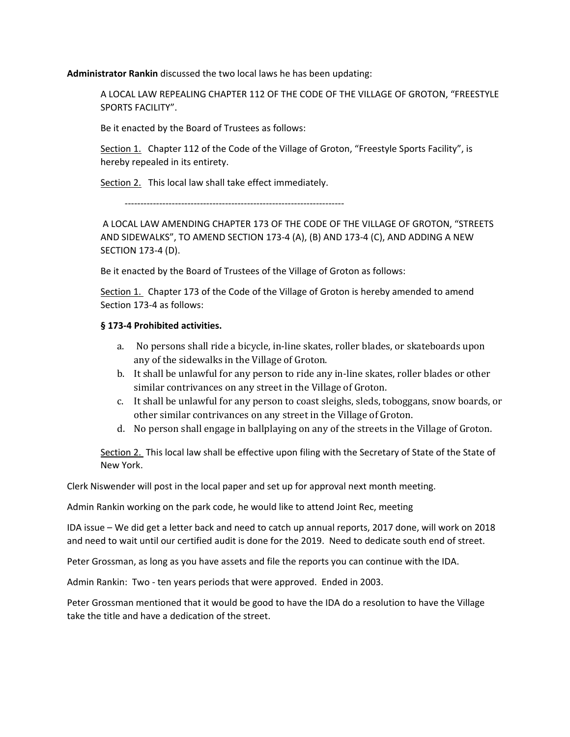**Administrator Rankin** discussed the two local laws he has been updating:

A LOCAL LAW REPEALING CHAPTER 112 OF THE CODE OF THE VILLAGE OF GROTON, "FREESTYLE SPORTS FACILITY".

Be it enacted by the Board of Trustees as follows:

Section 1. Chapter 112 of the Code of the Village of Groton, "Freestyle Sports Facility", is hereby repealed in its entirety.

Section 2. This local law shall take effect immediately.

---

A LOCAL LAW AMENDING CHAPTER 173 OF THE CODE OF THE VILLAGE OF GROTON, "STREETS AND SIDEWALKS", TO AMEND SECTION 173-4 (A), (B) AND 173-4 (C), AND ADDING A NEW SECTION 173-4 (D).

Be it enacted by the Board of Trustees of the Village of Groton as follows:

Section 1. Chapter 173 of the Code of the Village of Groton is hereby amended to amend Section 173-4 as follows:

**§ 173-4 Prohibited activities.**

a. No persons shall ride a bicycle, in-line skates, roller blades, or skateboards upon any of the sidewalks in the Village of Groton.
b. It shall be unlawful for any person to ride any in-line skates, roller blades or other similar contrivances on any street in the Village of Groton.
c. It shall be unlawful for any person to coast sleighs, sleds, toboggans, snow boards, or other similar contrivances on any street in the Village of Groton.
d. No person shall engage in ballplaying on any of the streets in the Village of Groton.

Section 2. This local law shall be effective upon filing with the Secretary of State of the State of New York.

Clerk Niswender will post in the local paper and set up for approval next month meeting.

Admin Rankin working on the park code, he would like to attend Joint Rec, meeting

IDA issue – We did get a letter back and need to catch up annual reports, 2017 done, will work on 2018 and need to wait until our certified audit is done for the 2019. Need to dedicate south end of street.

Peter Grossman, as long as you have assets and file the reports you can continue with the IDA.

Admin Rankin: Two - ten years periods that were approved. Ended in 2003.

Peter Grossman mentioned that it would be good to have the IDA do a resolution to have the Village take the title and have a dedication of the street.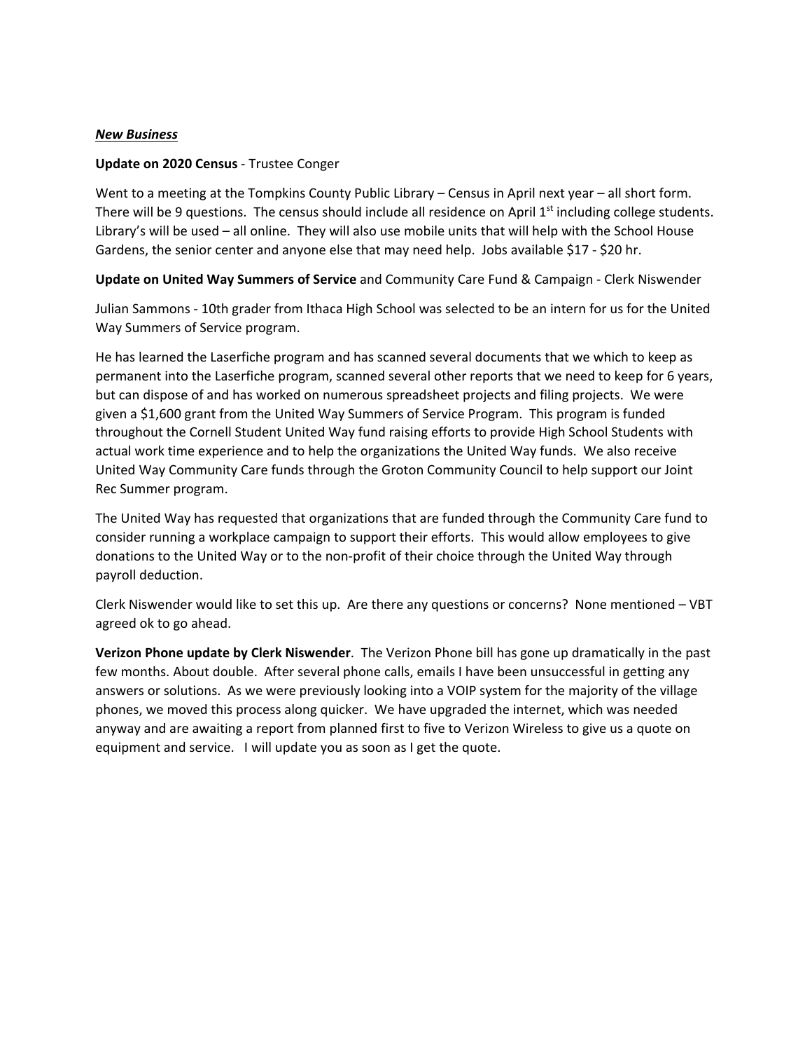***New Business***

**Update on 2020 Census** - Trustee Conger

Went to a meeting at the Tompkins County Public Library – Census in April next year – all short form. There will be 9 questions. The census should include all residence on April 1st including college students. Library's will be used – all online. They will also use mobile units that will help with the School House Gardens, the senior center and anyone else that may need help. Jobs available $17 - $20 hr.

**Update on United Way Summers of Service** and Community Care Fund & Campaign - Clerk Niswender

Julian Sammons - 10th grader from Ithaca High School was selected to be an intern for us for the United Way Summers of Service program.

He has learned the Laserfiche program and has scanned several documents that we which to keep as permanent into the Laserfiche program, scanned several other reports that we need to keep for 6 years, but can dispose of and has worked on numerous spreadsheet projects and filing projects. We were given a $1,600 grant from the United Way Summers of Service Program. This program is funded throughout the Cornell Student United Way fund raising efforts to provide High School Students with actual work time experience and to help the organizations the United Way funds. We also receive United Way Community Care funds through the Groton Community Council to help support our Joint Rec Summer program.

The United Way has requested that organizations that are funded through the Community Care fund to consider running a workplace campaign to support their efforts. This would allow employees to give donations to the United Way or to the non-profit of their choice through the United Way through payroll deduction.

Clerk Niswender would like to set this up. Are there any questions or concerns? None mentioned – VBT agreed ok to go ahead.

**Verizon Phone update by Clerk Niswender**. The Verizon Phone bill has gone up dramatically in the past few months. About double. After several phone calls, emails I have been unsuccessful in getting any answers or solutions. As we were previously looking into a VOIP system for the majority of the village phones, we moved this process along quicker. We have upgraded the internet, which was needed anyway and are awaiting a report from planned first to five to Verizon Wireless to give us a quote on equipment and service. I will update you as soon as I get the quote.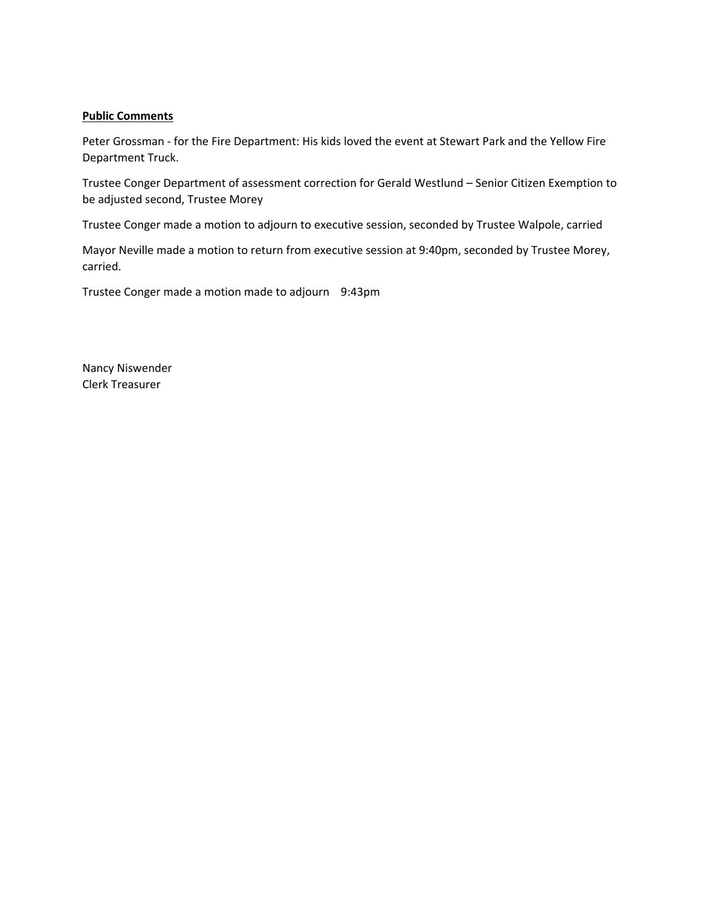**Public Comments**

Peter Grossman - for the Fire Department: His kids loved the event at Stewart Park and the Yellow Fire Department Truck.

Trustee Conger Department of assessment correction for Gerald Westlund – Senior Citizen Exemption to be adjusted second, Trustee Morey

Trustee Conger made a motion to adjourn to executive session, seconded by Trustee Walpole, carried

Mayor Neville made a motion to return from executive session at 9:40pm, seconded by Trustee Morey, carried.

Trustee Conger made a motion made to adjourn 9:43pm

Nancy Niswender
Clerk Treasurer